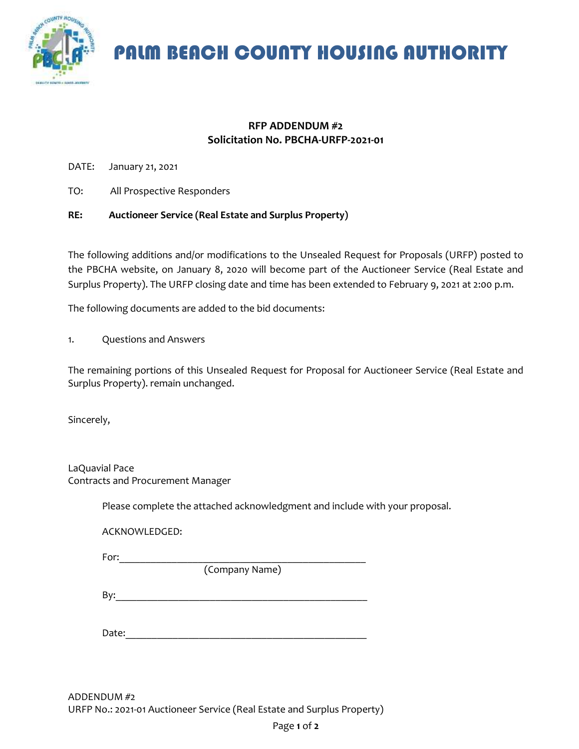# PALM BEACH COUNTY HOUSING AUTHORITY

**RFP ADDENDUM #2**
**Solicitation No. PBCHA-URFP-2021-01**

DATE: January 21, 2021

TO: All Prospective Responders

**RE: Auctioneer Service (Real Estate and Surplus Property)**

The following additions and/or modifications to the Unsealed Request for Proposals (URFP) posted to the PBCHA website, on January 8, 2020 will become part of the Auctioneer Service (Real Estate and Surplus Property). The URFP closing date and time has been extended to February 9, 2021 at 2:00 p.m.

The following documents are added to the bid documents:

1. Questions and Answers

The remaining portions of this Unsealed Request for Proposal for Auctioneer Service (Real Estate and Surplus Property). remain unchanged.

Sincerely,

LaQuavial Pace
Contracts and Procurement Manager

Please complete the attached acknowledgment and include with your proposal.

ACKNOWLEDGED:

For:_______________________________________________
(Company Name)

By:________________________________________________

Date:______________________________________________

ADDENDUM #2
URFP No.: 2021-01 Auctioneer Service (Real Estate and Surplus Property)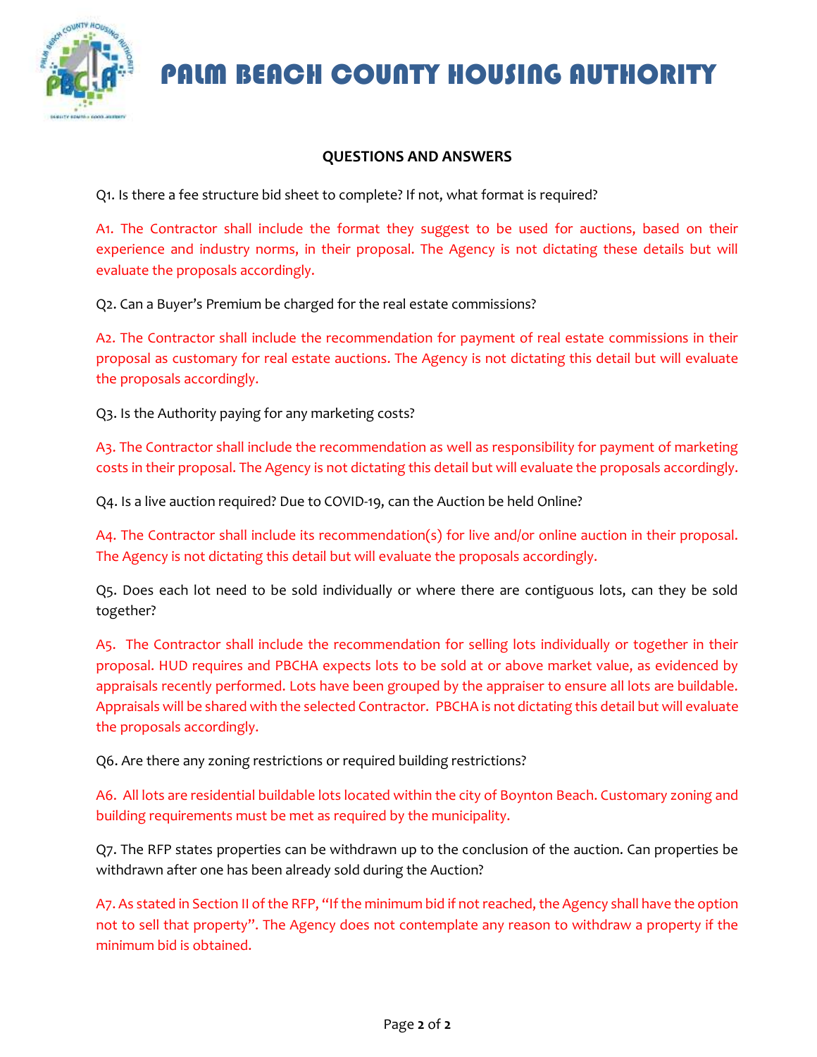# PALM BEACH COUNTY HOUSING AUTHORITY

## QUESTIONS AND ANSWERS

Q1. Is there a fee structure bid sheet to complete? If not, what format is required?

A1. The Contractor shall include the format they suggest to be used for auctions, based on their experience and industry norms, in their proposal. The Agency is not dictating these details but will evaluate the proposals accordingly.

Q2. Can a Buyer's Premium be charged for the real estate commissions?

A2. The Contractor shall include the recommendation for payment of real estate commissions in their proposal as customary for real estate auctions. The Agency is not dictating this detail but will evaluate the proposals accordingly.

Q3. Is the Authority paying for any marketing costs?

A3. The Contractor shall include the recommendation as well as responsibility for payment of marketing costs in their proposal. The Agency is not dictating this detail but will evaluate the proposals accordingly.

Q4. Is a live auction required? Due to COVID-19, can the Auction be held Online?

A4. The Contractor shall include its recommendation(s) for live and/or online auction in their proposal. The Agency is not dictating this detail but will evaluate the proposals accordingly.

Q5. Does each lot need to be sold individually or where there are contiguous lots, can they be sold together?

A5. The Contractor shall include the recommendation for selling lots individually or together in their proposal. HUD requires and PBCHA expects lots to be sold at or above market value, as evidenced by appraisals recently performed. Lots have been grouped by the appraiser to ensure all lots are buildable. Appraisals will be shared with the selected Contractor. PBCHA is not dictating this detail but will evaluate the proposals accordingly.

Q6. Are there any zoning restrictions or required building restrictions?

A6. All lots are residential buildable lots located within the city of Boynton Beach. Customary zoning and building requirements must be met as required by the municipality.

Q7. The RFP states properties can be withdrawn up to the conclusion of the auction. Can properties be withdrawn after one has been already sold during the Auction?

A7. As stated in Section II of the RFP, "If the minimum bid if not reached, the Agency shall have the option not to sell that property". The Agency does not contemplate any reason to withdraw a property if the minimum bid is obtained.